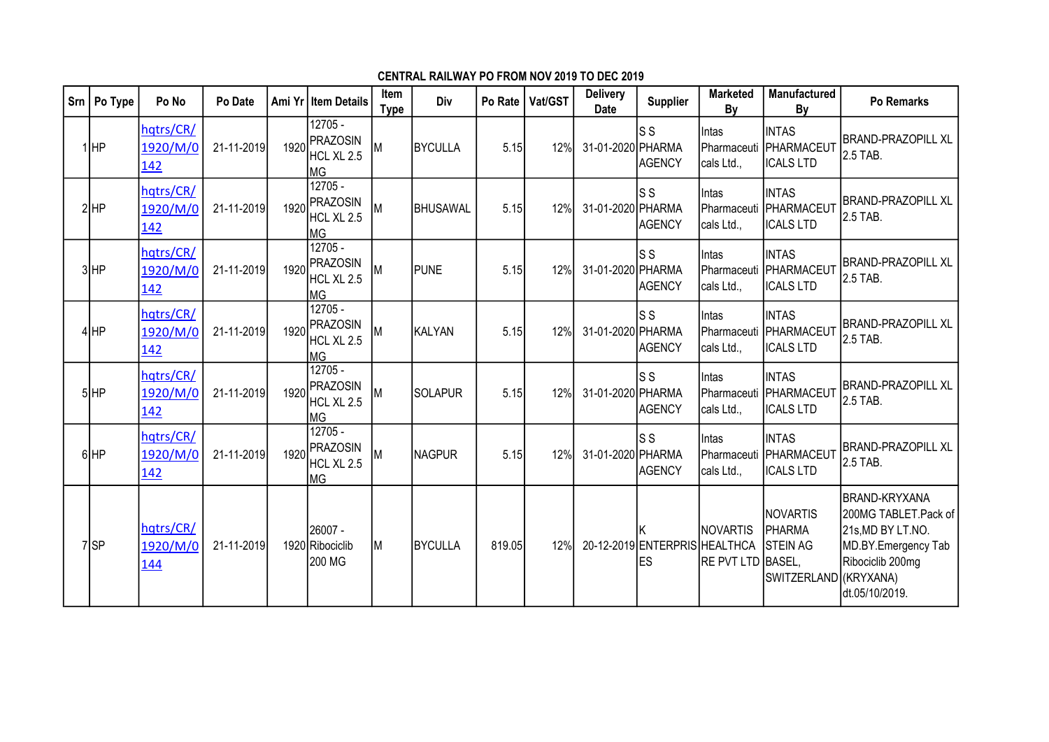**CENTRAL RAILWAY PO FROM NOV 2019 TO DEC 2019**

| Srn | Po Type | Po No | Po Date | Ami Yr | Item Details | Item Type | Div | Po Rate | Vat/GST | Delivery Date | Supplier | Marketed By | Manufactured By | Po Remarks |
|---|---|---|---|---|---|---|---|---|---|---|---|---|---|---|
| 1 | HP | hqtrs/CR/1920/M/0142 | 21-11-2019 | 1920 | 12705 - PRAZOSIN HCL XL 2.5 MG | M | BYCULLA | 5.15 | 12% | 31-01-2020 | S S PHARMA AGENCY | Intas Pharmaceuticals Ltd., | INTAS PHARMACEUTICALS LTD | BRAND-PRAZOPILL XL 2.5 TAB. |
| 2 | HP | hqtrs/CR/1920/M/0142 | 21-11-2019 | 1920 | 12705 - PRAZOSIN HCL XL 2.5 MG | M | BHUSAWAL | 5.15 | 12% | 31-01-2020 | S S PHARMA AGENCY | Intas Pharmaceuticals Ltd., | INTAS PHARMACEUTICALS LTD | BRAND-PRAZOPILL XL 2.5 TAB. |
| 3 | HP | hqtrs/CR/1920/M/0142 | 21-11-2019 | 1920 | 12705 - PRAZOSIN HCL XL 2.5 MG | M | PUNE | 5.15 | 12% | 31-01-2020 | S S PHARMA AGENCY | Intas Pharmaceuticals Ltd., | INTAS PHARMACEUTICALS LTD | BRAND-PRAZOPILL XL 2.5 TAB. |
| 4 | HP | hqtrs/CR/1920/M/0142 | 21-11-2019 | 1920 | 12705 - PRAZOSIN HCL XL 2.5 MG | M | KALYAN | 5.15 | 12% | 31-01-2020 | S S PHARMA AGENCY | Intas Pharmaceuticals Ltd., | INTAS PHARMACEUTICALS LTD | BRAND-PRAZOPILL XL 2.5 TAB. |
| 5 | HP | hqtrs/CR/1920/M/0142 | 21-11-2019 | 1920 | 12705 - PRAZOSIN HCL XL 2.5 MG | M | SOLAPUR | 5.15 | 12% | 31-01-2020 | S S PHARMA AGENCY | Intas Pharmaceuticals Ltd., | INTAS PHARMACEUTICALS LTD | BRAND-PRAZOPILL XL 2.5 TAB. |
| 6 | HP | hqtrs/CR/1920/M/0142 | 21-11-2019 | 1920 | 12705 - PRAZOSIN HCL XL 2.5 MG | M | NAGPUR | 5.15 | 12% | 31-01-2020 | S S PHARMA AGENCY | Intas Pharmaceuticals Ltd., | INTAS PHARMACEUTICALS LTD | BRAND-PRAZOPILL XL 2.5 TAB. |
| 7 | SP | hqtrs/CR/1920/M/0144 | 21-11-2019 | 1920 | 26007 - Ribociclib 200 MG | M | BYCULLA | 819.05 | 12% | 20-12-2019 | K ENTERPRISES | NOVARTIS HEALTHCARE PVT LTD | NOVARTIS PHARMA STEIN AG BASEL, SWITZERLAND | BRAND-KRYXANA 200MG TABLET.Pack of 21s,MD BY LT.NO. MD.BY.Emergency Tab Ribociclib 200mg (KRYXANA) dt.05/10/2019. |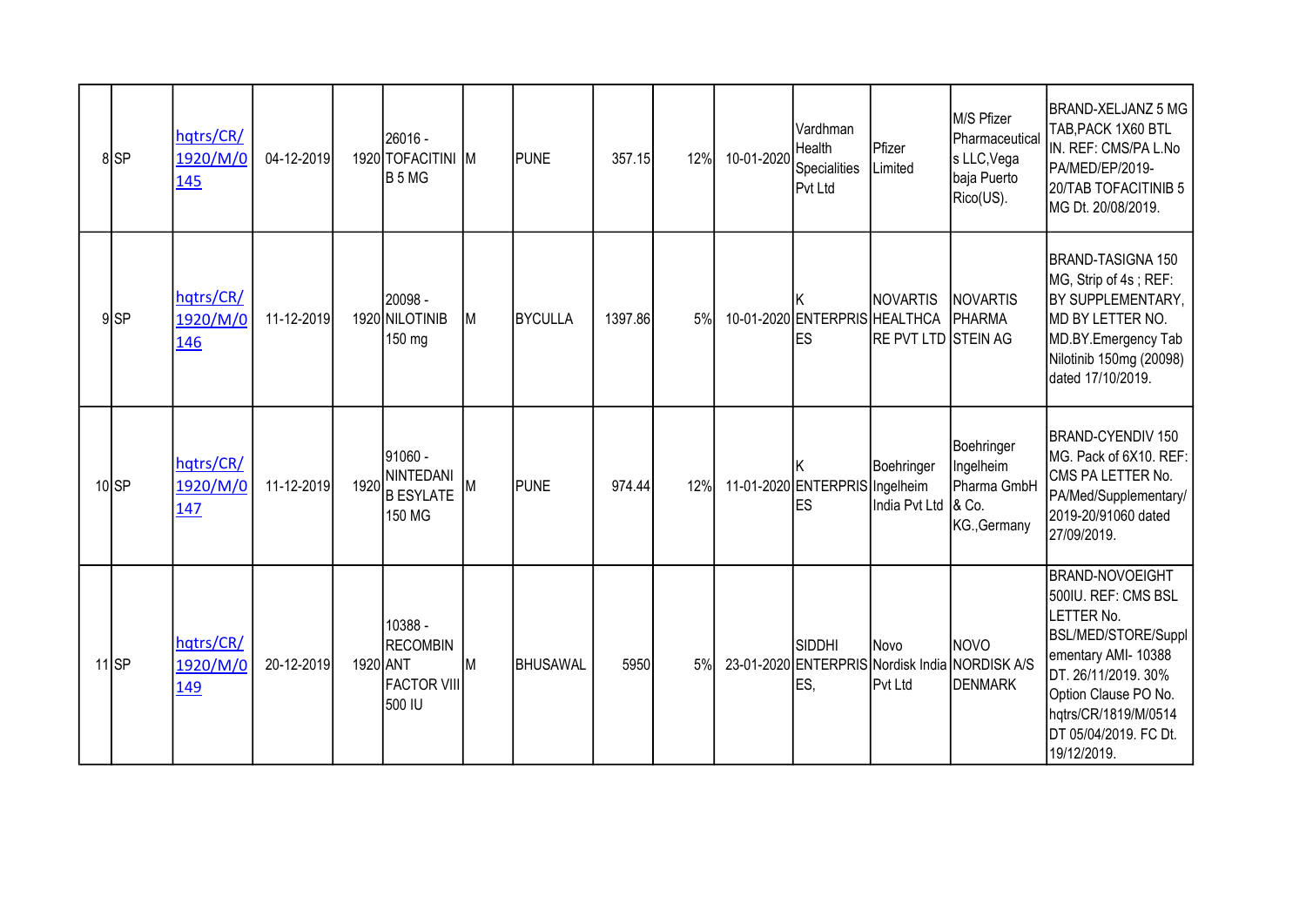| 8 | SP | hqtrs/CR/1920/M/0145 | 04-12-2019 | 1920 | 26016 - TOFACITINIB 5 MG | M | PUNE | 357.15 | 12% | 10-01-2020 | Vardhman Health Specialities Pvt Ltd | Pfizer Limited | M/S Pfizer Pharmaceuticals LLC,Vega baja Puerto Rico(US). | BRAND-XELJANZ 5 MG TAB,PACK 1X60 BTL IN. REF: CMS/PA L.No PA/MED/EP/2019-20/TAB TOFACITINIB 5 MG Dt. 20/08/2019. |
|---|---|---|---|---|---|---|---|---|---|---|---|---|---|---|
| 9 | SP | hqtrs/CR/1920/M/0146 | 11-12-2019 | 1920 | 20098 - NILOTINIB 150 mg | M | BYCULLA | 1397.86 | 5% | 10-01-2020 | K ENTERPRISES | NOVARTIS HEALTHCARE PVT LTD | NOVARTIS PHARMA STEIN AG | BRAND-TASIGNA 150 MG, Strip of 4s ; REF: BY SUPPLEMENTARY, MD BY LETTER NO. MD.BY.Emergency Tab Nilotinib 150mg (20098) dated 17/10/2019. |
| 10 | SP | hqtrs/CR/1920/M/0147 | 11-12-2019 | 1920 | 91060 - NINTEDANIB ESYLATE 150 MG | M | PUNE | 974.44 | 12% | 11-01-2020 | K ENTERPRISES | Boehringer Ingelheim India Pvt Ltd | Boehringer Ingelheim Pharma GmbH & Co. KG.,Germany | BRAND-CYENDIV 150 MG. Pack of 6X10. REF: CMS PA LETTER No. PA/Med/Supplementary/2019-20/91060 dated 27/09/2019. |
| 11 | SP | hqtrs/CR/1920/M/0149 | 20-12-2019 | 1920 | 10388 - RECOMBINANT FACTOR VIII 500 IU | M | BHUSAWAL | 5950 | 5% | 23-01-2020 | SIDDHI ENTERPRISES, | Novo Nordisk India Pvt Ltd | NOVO NORDISK A/S DENMARK | BRAND-NOVOEIGHT 500IU. REF: CMS BSL LETTER No. BSL/MED/STORE/Supplementary AMI- 10388 DT. 26/11/2019. 30% Option Clause PO No. hqtrs/CR/1819/M/0514 DT 05/04/2019. FC Dt. 19/12/2019. |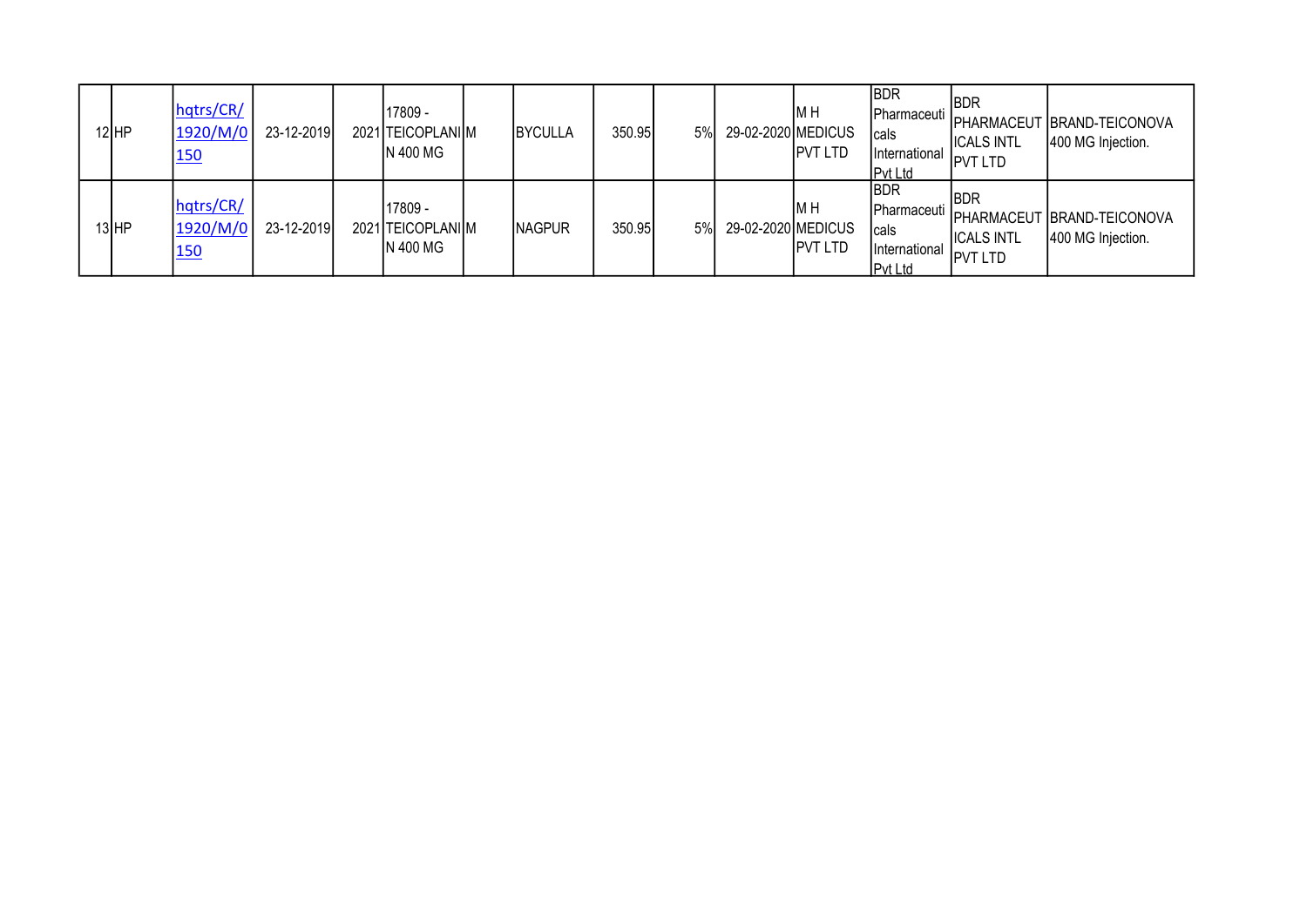| | | | | | | | | | | | | | | |
|---|---|---|---|---|---|---|---|---|---|---|---|---|---|---|
| 12 | HP | hqtrs/CR/1920/M/0150 | 23-12-2019 | 2021 | 17809 - TEICOPLANIN 400 MG | M | BYCULLA | 350.95 | 5% | 29-02-2020 | M H MEDICUS PVT LTD | BDR Pharmaceuticals International Pvt Ltd | BDR PHARMACEUTICALS INTL PVT LTD | BRAND-TEICONOVA 400 MG Injection. |
| 13 | HP | hqtrs/CR/1920/M/0150 | 23-12-2019 | 2021 | 17809 - TEICOPLANIN 400 MG | M | NAGPUR | 350.95 | 5% | 29-02-2020 | M H MEDICUS PVT LTD | BDR Pharmaceuticals International Pvt Ltd | BDR PHARMACEUTICALS INTL PVT LTD | BRAND-TEICONOVA 400 MG Injection. |